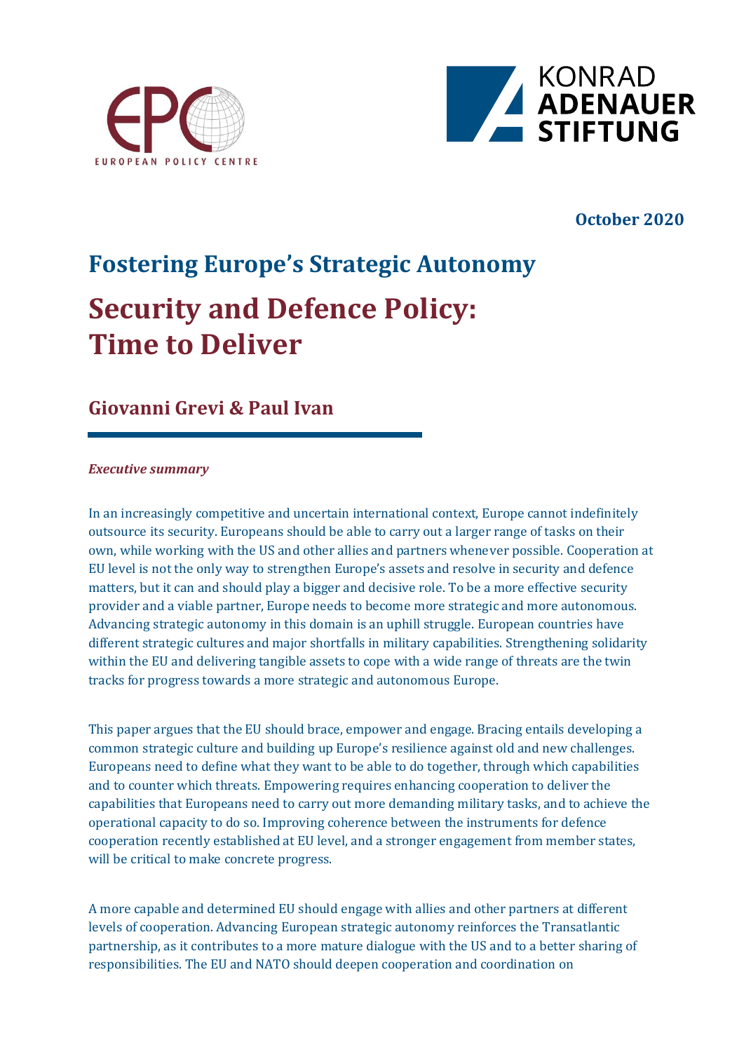EUROPEAN POLICY CENTRE

KONRAD ADENAUER STIFTUNG

**October 2020**

# Fostering Europe's Strategic Autonomy

# Security and Defence Policy: Time to Deliver

## Giovanni Grevi & Paul Ivan

***Executive summary***

In an increasingly competitive and uncertain international context, Europe cannot indefinitely outsource its security. Europeans should be able to carry out a larger range of tasks on their own, while working with the US and other allies and partners whenever possible. Cooperation at EU level is not the only way to strengthen Europe's assets and resolve in security and defence matters, but it can and should play a bigger and decisive role. To be a more effective security provider and a viable partner, Europe needs to become more strategic and more autonomous. Advancing strategic autonomy in this domain is an uphill struggle. European countries have different strategic cultures and major shortfalls in military capabilities. Strengthening solidarity within the EU and delivering tangible assets to cope with a wide range of threats are the twin tracks for progress towards a more strategic and autonomous Europe.

This paper argues that the EU should brace, empower and engage. Bracing entails developing a common strategic culture and building up Europe's resilience against old and new challenges. Europeans need to define what they want to be able to do together, through which capabilities and to counter which threats. Empowering requires enhancing cooperation to deliver the capabilities that Europeans need to carry out more demanding military tasks, and to achieve the operational capacity to do so. Improving coherence between the instruments for defence cooperation recently established at EU level, and a stronger engagement from member states, will be critical to make concrete progress.

A more capable and determined EU should engage with allies and other partners at different levels of cooperation. Advancing European strategic autonomy reinforces the Transatlantic partnership, as it contributes to a more mature dialogue with the US and to a better sharing of responsibilities. The EU and NATO should deepen cooperation and coordination on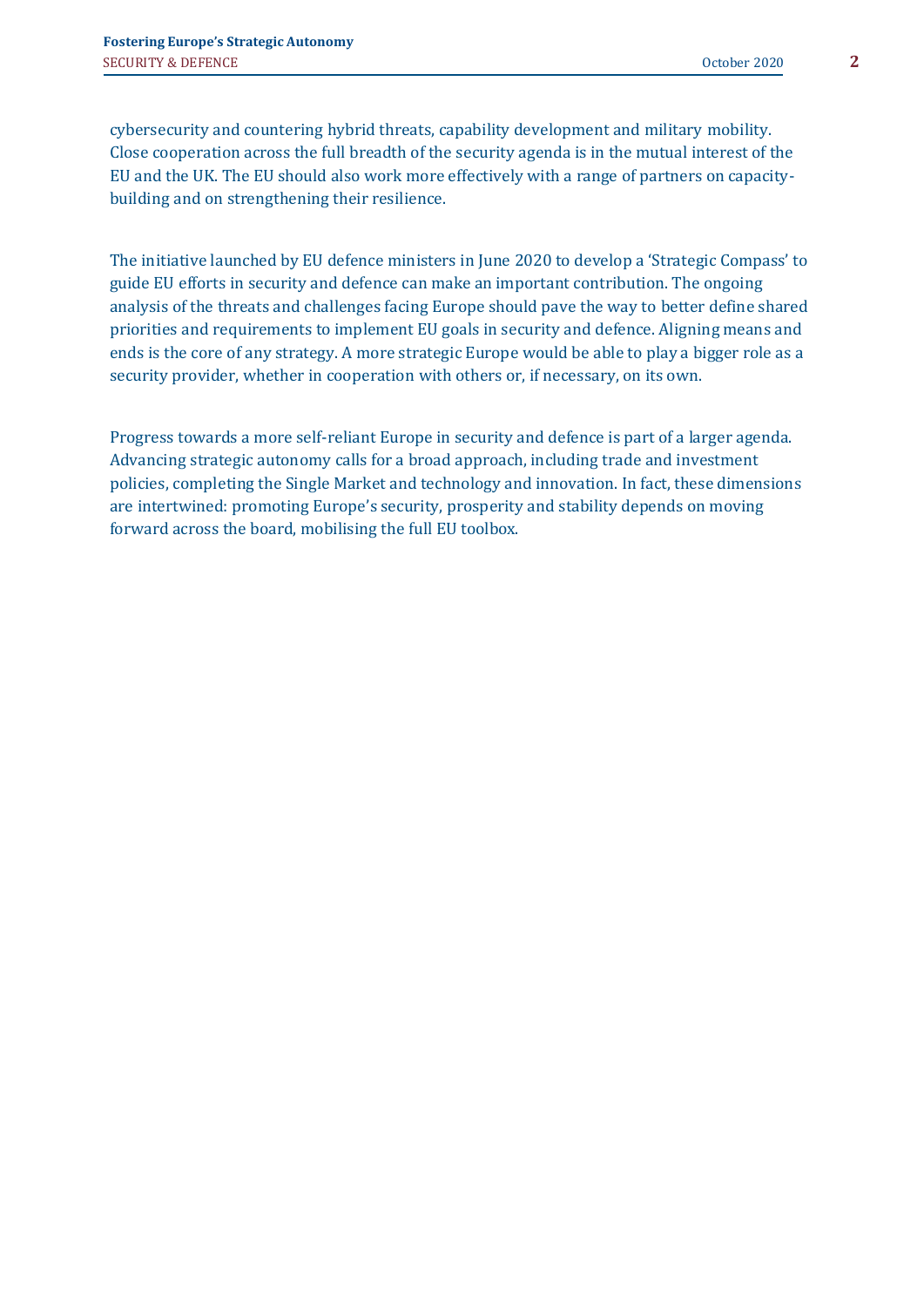cybersecurity and countering hybrid threats, capability development and military mobility. Close cooperation across the full breadth of the security agenda is in the mutual interest of the EU and the UK. The EU should also work more effectively with a range of partners on capacity-building and on strengthening their resilience.

The initiative launched by EU defence ministers in June 2020 to develop a 'Strategic Compass' to guide EU efforts in security and defence can make an important contribution. The ongoing analysis of the threats and challenges facing Europe should pave the way to better define shared priorities and requirements to implement EU goals in security and defence. Aligning means and ends is the core of any strategy. A more strategic Europe would be able to play a bigger role as a security provider, whether in cooperation with others or, if necessary, on its own.

Progress towards a more self-reliant Europe in security and defence is part of a larger agenda. Advancing strategic autonomy calls for a broad approach, including trade and investment policies, completing the Single Market and technology and innovation. In fact, these dimensions are intertwined: promoting Europe's security, prosperity and stability depends on moving forward across the board, mobilising the full EU toolbox.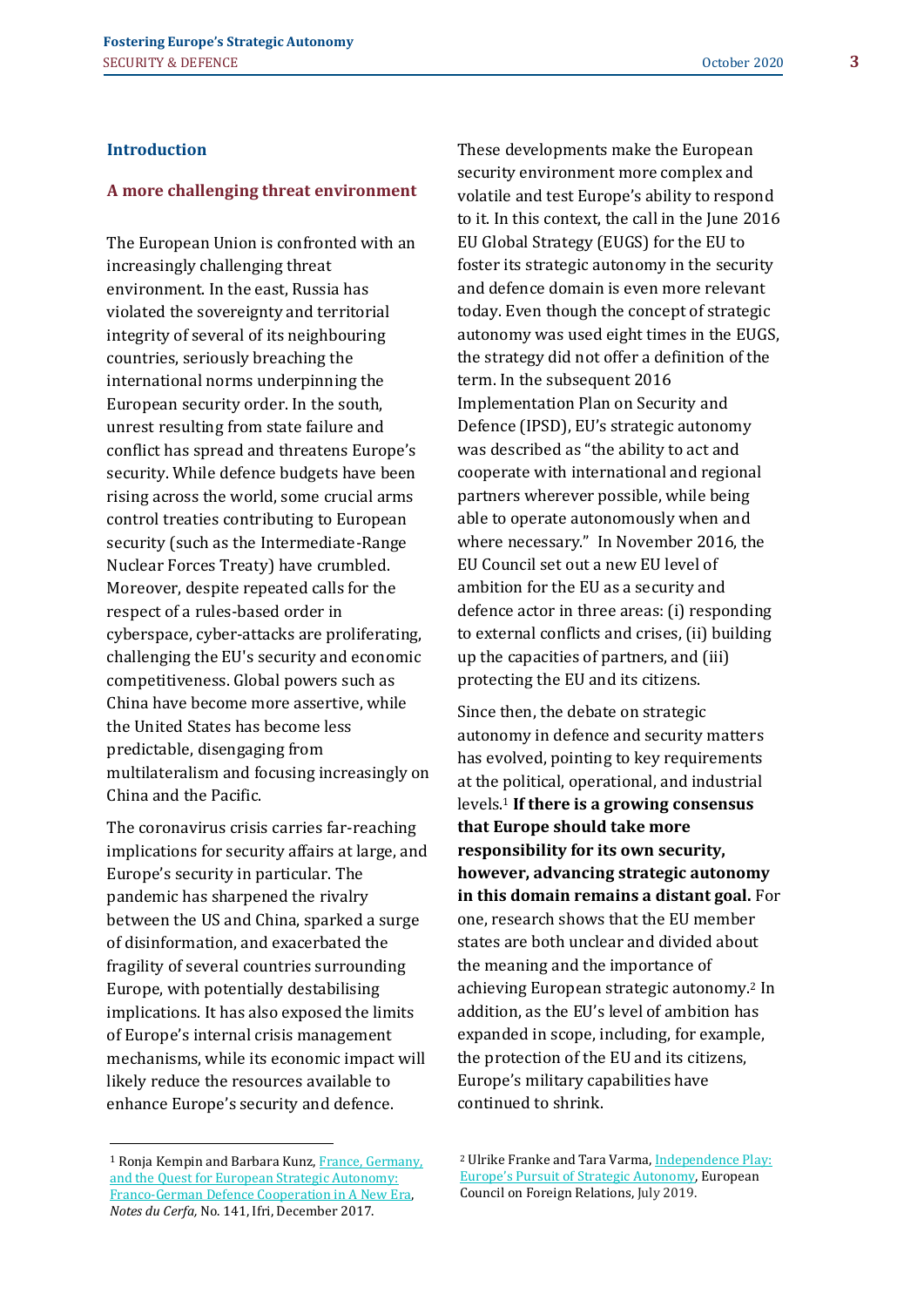## Introduction

### A more challenging threat environment

The European Union is confronted with an increasingly challenging threat environment. In the east, Russia has violated the sovereignty and territorial integrity of several of its neighbouring countries, seriously breaching the international norms underpinning the European security order. In the south, unrest resulting from state failure and conflict has spread and threatens Europe's security. While defence budgets have been rising across the world, some crucial arms control treaties contributing to European security (such as the Intermediate-Range Nuclear Forces Treaty) have crumbled. Moreover, despite repeated calls for the respect of a rules-based order in cyberspace, cyber-attacks are proliferating, challenging the EU's security and economic competitiveness. Global powers such as China have become more assertive, while the United States has become less predictable, disengaging from multilateralism and focusing increasingly on China and the Pacific.

The coronavirus crisis carries far-reaching implications for security affairs at large, and Europe's security in particular. The pandemic has sharpened the rivalry between the US and China, sparked a surge of disinformation, and exacerbated the fragility of several countries surrounding Europe, with potentially destabilising implications. It has also exposed the limits of Europe's internal crisis management mechanisms, while its economic impact will likely reduce the resources available to enhance Europe's security and defence.

These developments make the European security environment more complex and volatile and test Europe's ability to respond to it. In this context, the call in the June 2016 EU Global Strategy (EUGS) for the EU to foster its strategic autonomy in the security and defence domain is even more relevant today. Even though the concept of strategic autonomy was used eight times in the EUGS, the strategy did not offer a definition of the term. In the subsequent 2016 Implementation Plan on Security and Defence (IPSD), EU's strategic autonomy was described as "the ability to act and cooperate with international and regional partners wherever possible, while being able to operate autonomously when and where necessary." In November 2016, the EU Council set out a new EU level of ambition for the EU as a security and defence actor in three areas: (i) responding to external conflicts and crises, (ii) building up the capacities of partners, and (iii) protecting the EU and its citizens.

Since then, the debate on strategic autonomy in defence and security matters has evolved, pointing to key requirements at the political, operational, and industrial levels.[1] **If there is a growing consensus that Europe should take more responsibility for its own security, however, advancing strategic autonomy in this domain remains a distant goal.** For one, research shows that the EU member states are both unclear and divided about the meaning and the importance of achieving European strategic autonomy.[2] In addition, as the EU's level of ambition has expanded in scope, including, for example, the protection of the EU and its citizens, Europe's military capabilities have continued to shrink.

---

[1] Ronja Kempin and Barbara Kunz, France, Germany, and the Quest for European Strategic Autonomy: Franco-German Defence Cooperation in A New Era, *Notes du Cerfa,* No. 141, Ifri, December 2017.

[2] Ulrike Franke and Tara Varma, Independence Play: Europe's Pursuit of Strategic Autonomy, European Council on Foreign Relations, July 2019.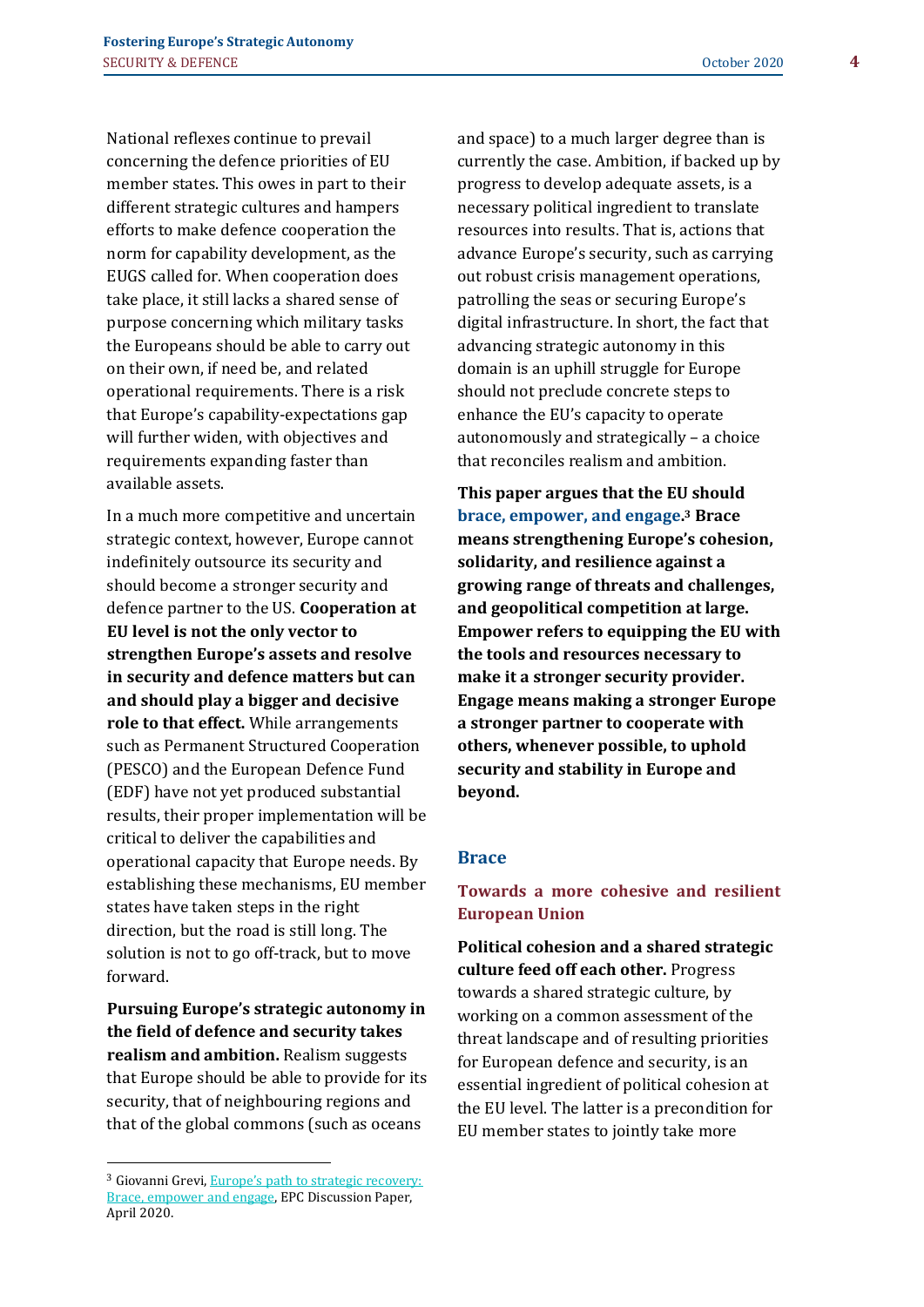National reflexes continue to prevail concerning the defence priorities of EU member states. This owes in part to their different strategic cultures and hampers efforts to make defence cooperation the norm for capability development, as the EUGS called for. When cooperation does take place, it still lacks a shared sense of purpose concerning which military tasks the Europeans should be able to carry out on their own, if need be, and related operational requirements. There is a risk that Europe's capability-expectations gap will further widen, with objectives and requirements expanding faster than available assets.

In a much more competitive and uncertain strategic context, however, Europe cannot indefinitely outsource its security and should become a stronger security and defence partner to the US. **Cooperation at EU level is not the only vector to strengthen Europe's assets and resolve in security and defence matters but can and should play a bigger and decisive role to that effect.** While arrangements such as Permanent Structured Cooperation (PESCO) and the European Defence Fund (EDF) have not yet produced substantial results, their proper implementation will be critical to deliver the capabilities and operational capacity that Europe needs. By establishing these mechanisms, EU member states have taken steps in the right direction, but the road is still long. The solution is not to go off-track, but to move forward.

**Pursuing Europe's strategic autonomy in the field of defence and security takes realism and ambition.** Realism suggests that Europe should be able to provide for its security, that of neighbouring regions and that of the global commons (such as oceans and space) to a much larger degree than is currently the case. Ambition, if backed up by progress to develop adequate assets, is a necessary political ingredient to translate resources into results. That is, actions that advance Europe's security, such as carrying out robust crisis management operations, patrolling the seas or securing Europe's digital infrastructure. In short, the fact that advancing strategic autonomy in this domain is an uphill struggle for Europe should not preclude concrete steps to enhance the EU's capacity to operate autonomously and strategically – a choice that reconciles realism and ambition.

**This paper argues that the EU should brace, empower, and engage.[3] Brace means strengthening Europe's cohesion, solidarity, and resilience against a growing range of threats and challenges, and geopolitical competition at large. Empower refers to equipping the EU with the tools and resources necessary to make it a stronger security provider. Engage means making a stronger Europe a stronger partner to cooperate with others, whenever possible, to uphold security and stability in Europe and beyond.**

## Brace

### Towards a more cohesive and resilient European Union

**Political cohesion and a shared strategic culture feed off each other.** Progress towards a shared strategic culture, by working on a common assessment of the threat landscape and of resulting priorities for European defence and security, is an essential ingredient of political cohesion at the EU level. The latter is a precondition for EU member states to jointly take more

---

[3] Giovanni Grevi, Europe's path to strategic recovery: Brace, empower and engage, EPC Discussion Paper, April 2020.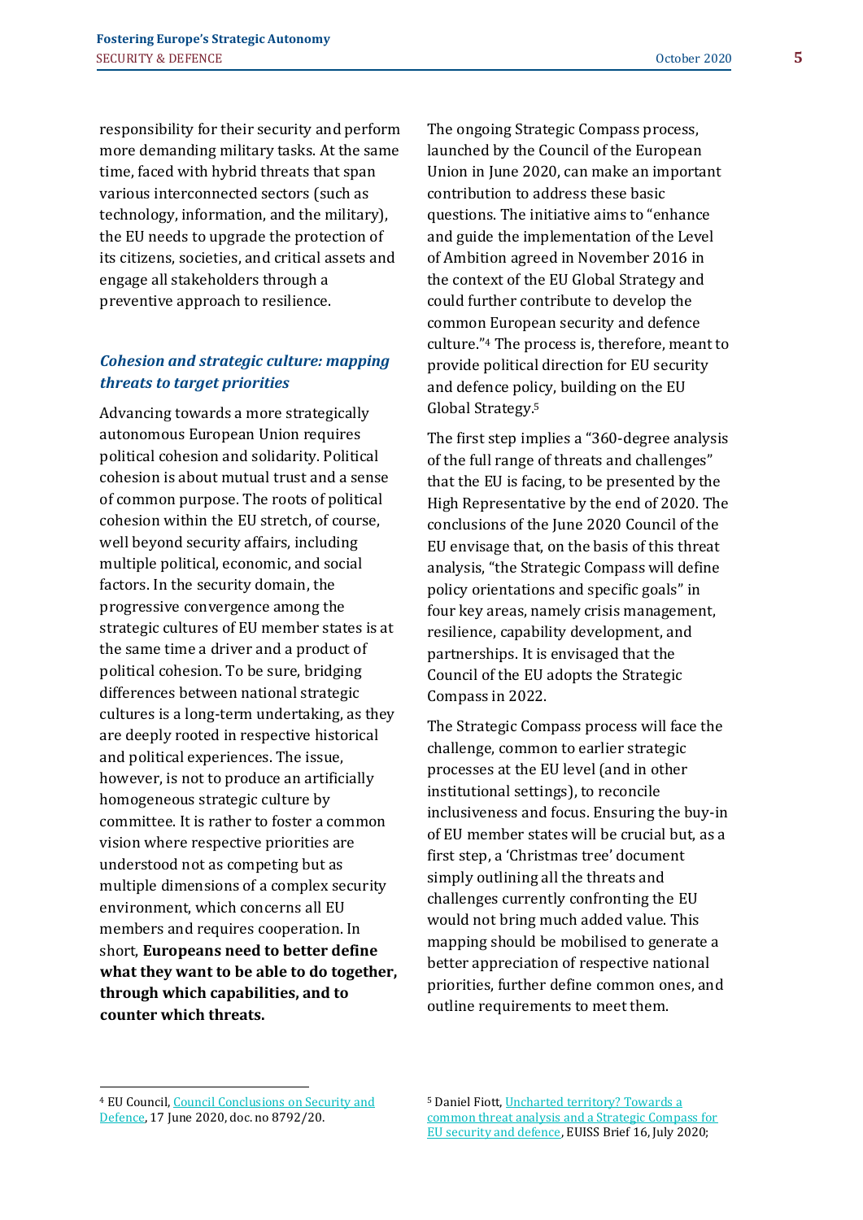responsibility for their security and perform more demanding military tasks. At the same time, faced with hybrid threats that span various interconnected sectors (such as technology, information, and the military), the EU needs to upgrade the protection of its citizens, societies, and critical assets and engage all stakeholders through a preventive approach to resilience.

### *Cohesion and strategic culture: mapping threats to target priorities*

Advancing towards a more strategically autonomous European Union requires political cohesion and solidarity. Political cohesion is about mutual trust and a sense of common purpose. The roots of political cohesion within the EU stretch, of course, well beyond security affairs, including multiple political, economic, and social factors. In the security domain, the progressive convergence among the strategic cultures of EU member states is at the same time a driver and a product of political cohesion. To be sure, bridging differences between national strategic cultures is a long-term undertaking, as they are deeply rooted in respective historical and political experiences. The issue, however, is not to produce an artificially homogeneous strategic culture by committee. It is rather to foster a common vision where respective priorities are understood not as competing but as multiple dimensions of a complex security environment, which concerns all EU members and requires cooperation. In short, **Europeans need to better define what they want to be able to do together, through which capabilities, and to counter which threats.**

The ongoing Strategic Compass process, launched by the Council of the European Union in June 2020, can make an important contribution to address these basic questions. The initiative aims to "enhance and guide the implementation of the Level of Ambition agreed in November 2016 in the context of the EU Global Strategy and could further contribute to develop the common European security and defence culture."[4] The process is, therefore, meant to provide political direction for EU security and defence policy, building on the EU Global Strategy.[5]

The first step implies a "360-degree analysis of the full range of threats and challenges" that the EU is facing, to be presented by the High Representative by the end of 2020. The conclusions of the June 2020 Council of the EU envisage that, on the basis of this threat analysis, "the Strategic Compass will define policy orientations and specific goals" in four key areas, namely crisis management, resilience, capability development, and partnerships. It is envisaged that the Council of the EU adopts the Strategic Compass in 2022.

The Strategic Compass process will face the challenge, common to earlier strategic processes at the EU level (and in other institutional settings), to reconcile inclusiveness and focus. Ensuring the buy-in of EU member states will be crucial but, as a first step, a 'Christmas tree' document simply outlining all the threats and challenges currently confronting the EU would not bring much added value. This mapping should be mobilised to generate a better appreciation of respective national priorities, further define common ones, and outline requirements to meet them.

---

[4] EU Council, Council Conclusions on Security and Defence, 17 June 2020, doc. no 8792/20.

[5] Daniel Fiott, Uncharted territory? Towards a common threat analysis and a Strategic Compass for EU security and defence, EUISS Brief 16, July 2020;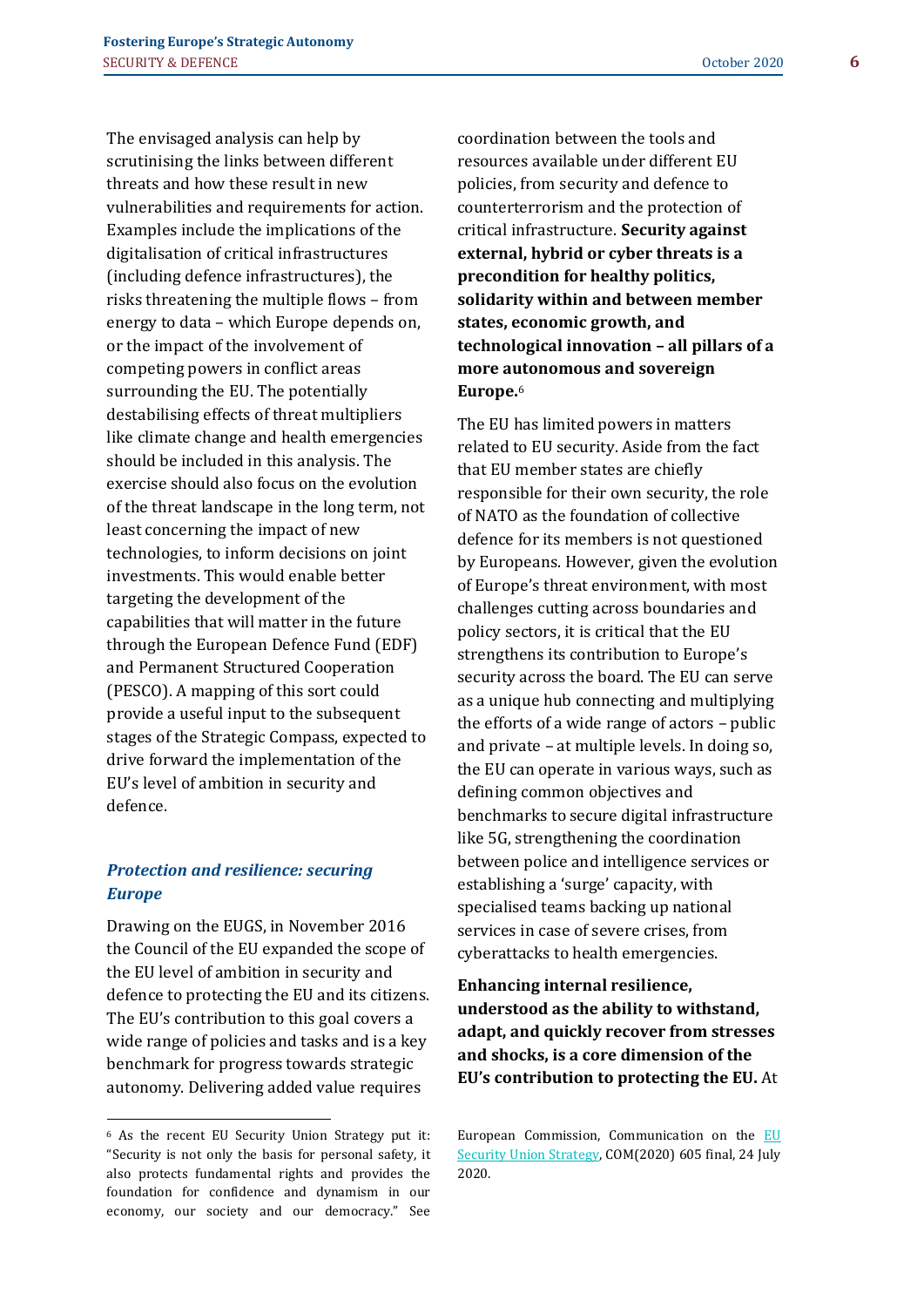The envisaged analysis can help by scrutinising the links between different threats and how these result in new vulnerabilities and requirements for action. Examples include the implications of the digitalisation of critical infrastructures (including defence infrastructures), the risks threatening the multiple flows – from energy to data – which Europe depends on, or the impact of the involvement of competing powers in conflict areas surrounding the EU. The potentially destabilising effects of threat multipliers like climate change and health emergencies should be included in this analysis. The exercise should also focus on the evolution of the threat landscape in the long term, not least concerning the impact of new technologies, to inform decisions on joint investments. This would enable better targeting the development of the capabilities that will matter in the future through the European Defence Fund (EDF) and Permanent Structured Cooperation (PESCO). A mapping of this sort could provide a useful input to the subsequent stages of the Strategic Compass, expected to drive forward the implementation of the EU's level of ambition in security and defence.

### *Protection and resilience: securing Europe*

Drawing on the EUGS, in November 2016 the Council of the EU expanded the scope of the EU level of ambition in security and defence to protecting the EU and its citizens. The EU's contribution to this goal covers a wide range of policies and tasks and is a key benchmark for progress towards strategic autonomy. Delivering added value requires coordination between the tools and resources available under different EU policies, from security and defence to counterterrorism and the protection of critical infrastructure. **Security against external, hybrid or cyber threats is a precondition for healthy politics, solidarity within and between member states, economic growth, and technological innovation – all pillars of a more autonomous and sovereign Europe.**[6]

The EU has limited powers in matters related to EU security. Aside from the fact that EU member states are chiefly responsible for their own security, the role of NATO as the foundation of collective defence for its members is not questioned by Europeans. However, given the evolution of Europe's threat environment, with most challenges cutting across boundaries and policy sectors, it is critical that the EU strengthens its contribution to Europe's security across the board. The EU can serve as a unique hub connecting and multiplying the efforts of a wide range of actors – public and private – at multiple levels. In doing so, the EU can operate in various ways, such as defining common objectives and benchmarks to secure digital infrastructure like 5G, strengthening the coordination between police and intelligence services or establishing a 'surge' capacity, with specialised teams backing up national services in case of severe crises, from cyberattacks to health emergencies.

**Enhancing internal resilience, understood as the ability to withstand, adapt, and quickly recover from stresses and shocks, is a core dimension of the EU's contribution to protecting the EU.** At

---

[6] As the recent EU Security Union Strategy put it: "Security is not only the basis for personal safety, it also protects fundamental rights and provides the foundation for confidence and dynamism in our economy, our society and our democracy." See European Commission, Communication on the EU Security Union Strategy, COM(2020) 605 final, 24 July 2020.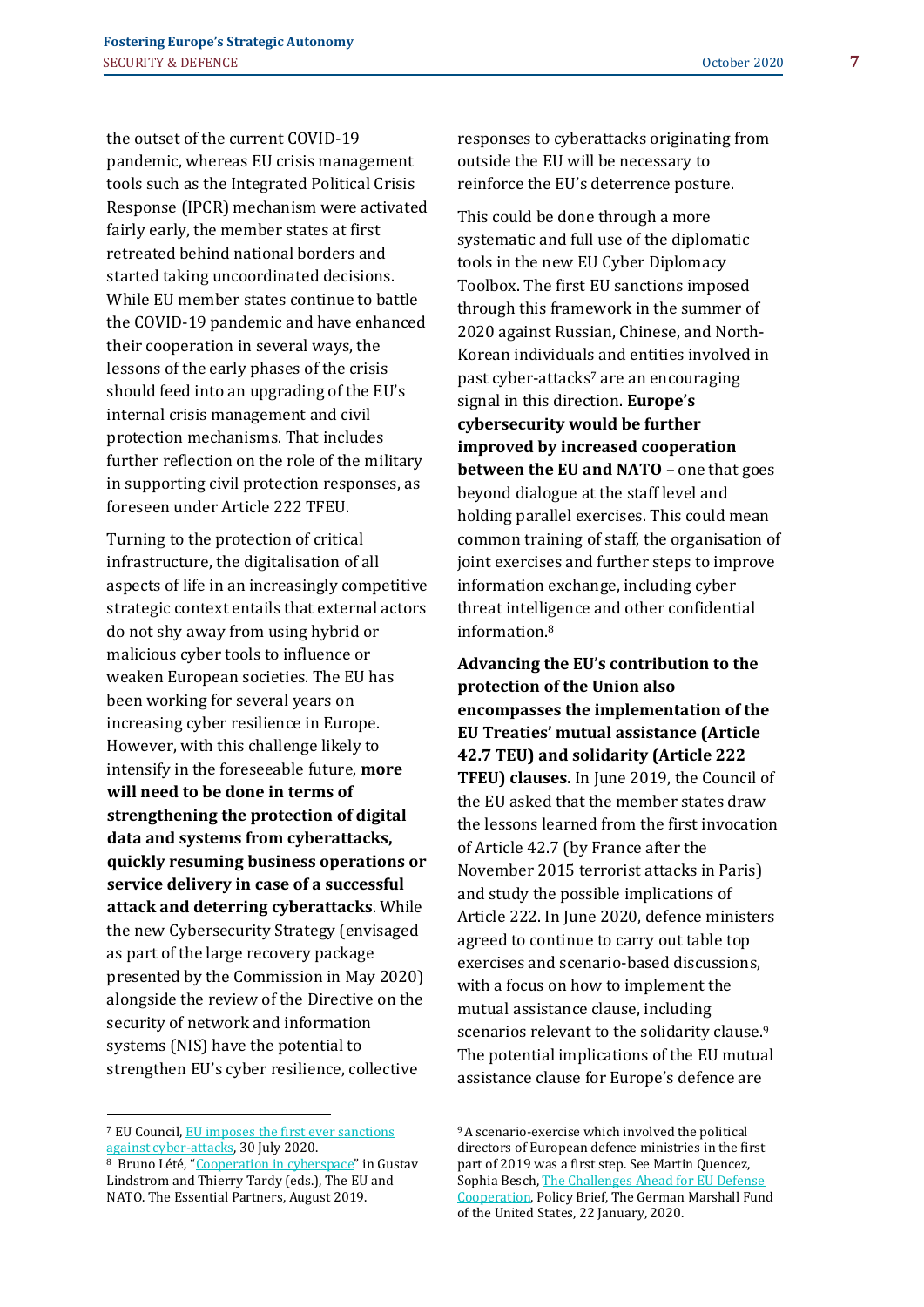the outset of the current COVID-19 pandemic, whereas EU crisis management tools such as the Integrated Political Crisis Response (IPCR) mechanism were activated fairly early, the member states at first retreated behind national borders and started taking uncoordinated decisions. While EU member states continue to battle the COVID-19 pandemic and have enhanced their cooperation in several ways, the lessons of the early phases of the crisis should feed into an upgrading of the EU's internal crisis management and civil protection mechanisms. That includes further reflection on the role of the military in supporting civil protection responses, as foreseen under Article 222 TFEU.

Turning to the protection of critical infrastructure, the digitalisation of all aspects of life in an increasingly competitive strategic context entails that external actors do not shy away from using hybrid or malicious cyber tools to influence or weaken European societies. The EU has been working for several years on increasing cyber resilience in Europe. However, with this challenge likely to intensify in the foreseeable future, **more will need to be done in terms of strengthening the protection of digital data and systems from cyberattacks, quickly resuming business operations or service delivery in case of a successful attack and deterring cyberattacks**. While the new Cybersecurity Strategy (envisaged as part of the large recovery package presented by the Commission in May 2020) alongside the review of the Directive on the security of network and information systems (NIS) have the potential to strengthen EU's cyber resilience, collective responses to cyberattacks originating from outside the EU will be necessary to reinforce the EU's deterrence posture.

This could be done through a more systematic and full use of the diplomatic tools in the new EU Cyber Diplomacy Toolbox. The first EU sanctions imposed through this framework in the summer of 2020 against Russian, Chinese, and North-Korean individuals and entities involved in past cyber-attacks[7] are an encouraging signal in this direction. **Europe's cybersecurity would be further improved by increased cooperation between the EU and NATO** – one that goes beyond dialogue at the staff level and holding parallel exercises. This could mean common training of staff, the organisation of joint exercises and further steps to improve information exchange, including cyber threat intelligence and other confidential information.[8]

**Advancing the EU's contribution to the protection of the Union also encompasses the implementation of the EU Treaties' mutual assistance (Article 42.7 TEU) and solidarity (Article 222 TFEU) clauses.** In June 2019, the Council of the EU asked that the member states draw the lessons learned from the first invocation of Article 42.7 (by France after the November 2015 terrorist attacks in Paris) and study the possible implications of Article 222. In June 2020, defence ministers agreed to continue to carry out table top exercises and scenario-based discussions, with a focus on how to implement the mutual assistance clause, including scenarios relevant to the solidarity clause.[9] The potential implications of the EU mutual assistance clause for Europe's defence are

---

[7] EU Council, EU imposes the first ever sanctions against cyber-attacks, 30 July 2020.

[8] Bruno Lété, "Cooperation in cyberspace" in Gustav Lindstrom and Thierry Tardy (eds.), The EU and NATO. The Essential Partners, August 2019.

[9] A scenario-exercise which involved the political directors of European defence ministries in the first part of 2019 was a first step. See Martin Quencez, Sophia Besch, The Challenges Ahead for EU Defense Cooperation, Policy Brief, The German Marshall Fund of the United States, 22 January, 2020.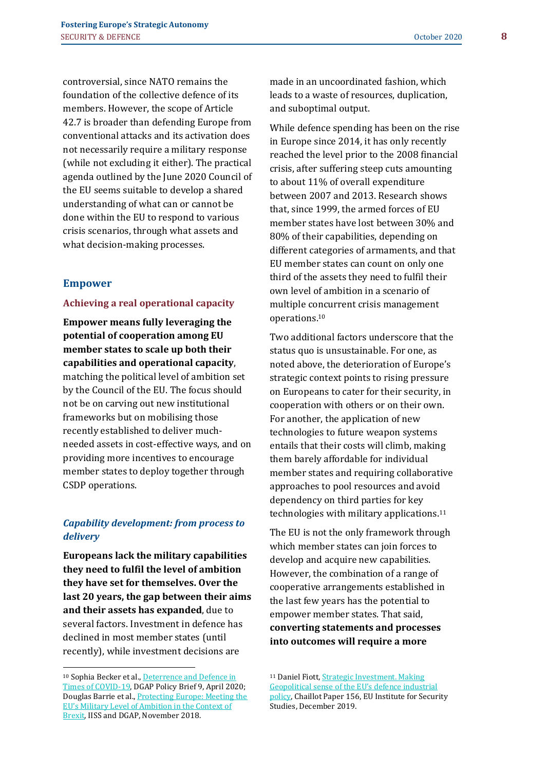controversial, since NATO remains the foundation of the collective defence of its members. However, the scope of Article 42.7 is broader than defending Europe from conventional attacks and its activation does not necessarily require a military response (while not excluding it either). The practical agenda outlined by the June 2020 Council of the EU seems suitable to develop a shared understanding of what can or cannot be done within the EU to respond to various crisis scenarios, through what assets and what decision-making processes.

## Empower

### Achieving a real operational capacity

**Empower means fully leveraging the potential of cooperation among EU member states to scale up both their capabilities and operational capacity**, matching the political level of ambition set by the Council of the EU. The focus should not be on carving out new institutional frameworks but on mobilising those recently established to deliver much-needed assets in cost-effective ways, and on providing more incentives to encourage member states to deploy together through CSDP operations.

### *Capability development: from process to delivery*

**Europeans lack the military capabilities they need to fulfil the level of ambition they have set for themselves. Over the last 20 years, the gap between their aims and their assets has expanded**, due to several factors. Investment in defence has declined in most member states (until recently), while investment decisions are made in an uncoordinated fashion, which leads to a waste of resources, duplication, and suboptimal output.

While defence spending has been on the rise in Europe since 2014, it has only recently reached the level prior to the 2008 financial crisis, after suffering steep cuts amounting to about 11% of overall expenditure between 2007 and 2013. Research shows that, since 1999, the armed forces of EU member states have lost between 30% and 80% of their capabilities, depending on different categories of armaments, and that EU member states can count on only one third of the assets they need to fulfil their own level of ambition in a scenario of multiple concurrent crisis management operations.[10]

Two additional factors underscore that the status quo is unsustainable. For one, as noted above, the deterioration of Europe's strategic context points to rising pressure on Europeans to cater for their security, in cooperation with others or on their own. For another, the application of new technologies to future weapon systems entails that their costs will climb, making them barely affordable for individual member states and requiring collaborative approaches to pool resources and avoid dependency on third parties for key technologies with military applications.[11]

The EU is not the only framework through which member states can join forces to develop and acquire new capabilities. However, the combination of a range of cooperative arrangements established in the last few years has the potential to empower member states. That said, **converting statements and processes into outcomes will require a more**

---

[10] Sophia Becker et al., Deterrence and Defence in Times of COVID-19, DGAP Policy Brief 9, April 2020; Douglas Barrie et al., Protecting Europe: Meeting the EU's Military Level of Ambition in the Context of Brexit, IISS and DGAP, November 2018.

[11] Daniel Fiott, Strategic Investment. Making Geopolitical sense of the EU's defence industrial policy, Chaillot Paper 156, EU Institute for Security Studies, December 2019.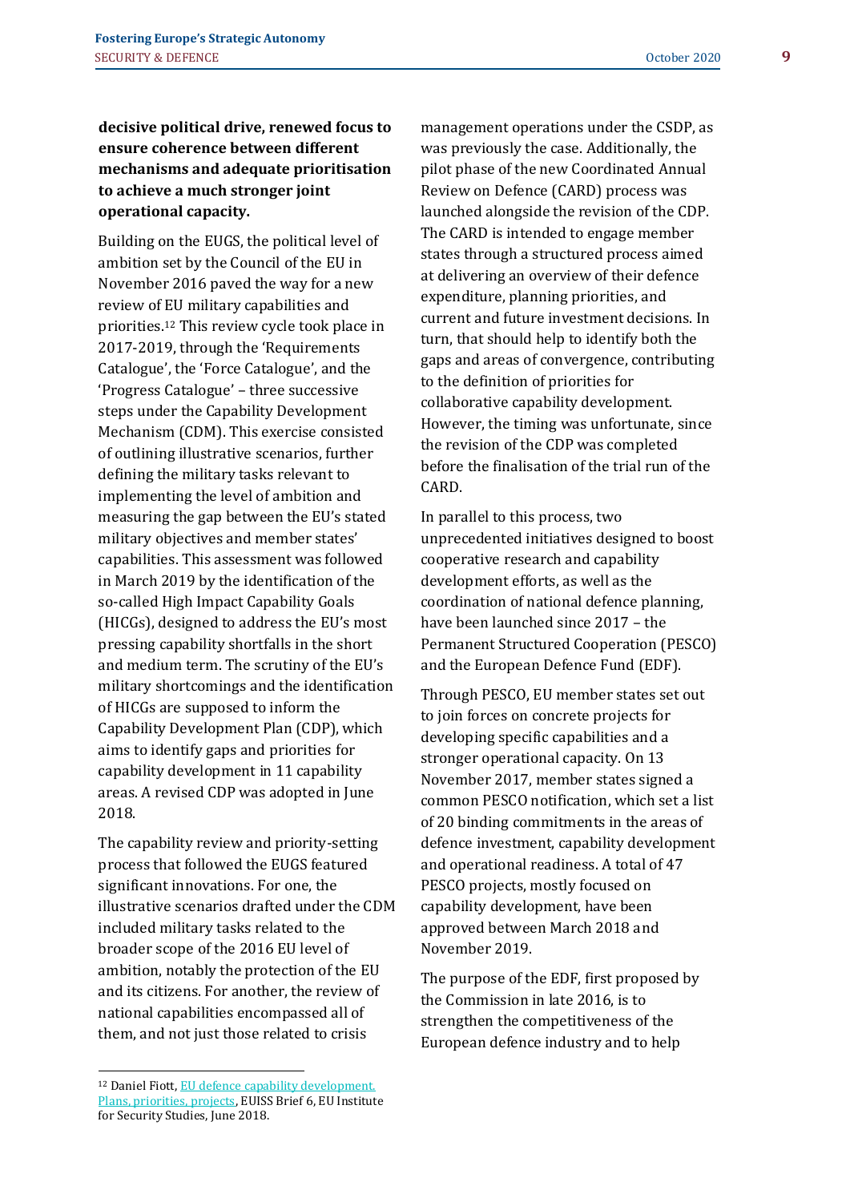**decisive political drive, renewed focus to ensure coherence between different mechanisms and adequate prioritisation to achieve a much stronger joint operational capacity.**

Building on the EUGS, the political level of ambition set by the Council of the EU in November 2016 paved the way for a new review of EU military capabilities and priorities.[12] This review cycle took place in 2017-2019, through the 'Requirements Catalogue', the 'Force Catalogue', and the 'Progress Catalogue' – three successive steps under the Capability Development Mechanism (CDM). This exercise consisted of outlining illustrative scenarios, further defining the military tasks relevant to implementing the level of ambition and measuring the gap between the EU's stated military objectives and member states' capabilities. This assessment was followed in March 2019 by the identification of the so-called High Impact Capability Goals (HICGs), designed to address the EU's most pressing capability shortfalls in the short and medium term. The scrutiny of the EU's military shortcomings and the identification of HICGs are supposed to inform the Capability Development Plan (CDP), which aims to identify gaps and priorities for capability development in 11 capability areas. A revised CDP was adopted in June 2018.

The capability review and priority-setting process that followed the EUGS featured significant innovations. For one, the illustrative scenarios drafted under the CDM included military tasks related to the broader scope of the 2016 EU level of ambition, notably the protection of the EU and its citizens. For another, the review of national capabilities encompassed all of them, and not just those related to crisis management operations under the CSDP, as was previously the case. Additionally, the pilot phase of the new Coordinated Annual Review on Defence (CARD) process was launched alongside the revision of the CDP. The CARD is intended to engage member states through a structured process aimed at delivering an overview of their defence expenditure, planning priorities, and current and future investment decisions. In turn, that should help to identify both the gaps and areas of convergence, contributing to the definition of priorities for collaborative capability development. However, the timing was unfortunate, since the revision of the CDP was completed before the finalisation of the trial run of the CARD.

In parallel to this process, two unprecedented initiatives designed to boost cooperative research and capability development efforts, as well as the coordination of national defence planning, have been launched since 2017 – the Permanent Structured Cooperation (PESCO) and the European Defence Fund (EDF).

Through PESCO, EU member states set out to join forces on concrete projects for developing specific capabilities and a stronger operational capacity. On 13 November 2017, member states signed a common PESCO notification, which set a list of 20 binding commitments in the areas of defence investment, capability development and operational readiness. A total of 47 PESCO projects, mostly focused on capability development, have been approved between March 2018 and November 2019.

The purpose of the EDF, first proposed by the Commission in late 2016, is to strengthen the competitiveness of the European defence industry and to help

[12] Daniel Fiott, EU defence capability development. Plans, priorities, projects, EUISS Brief 6, EU Institute for Security Studies, June 2018.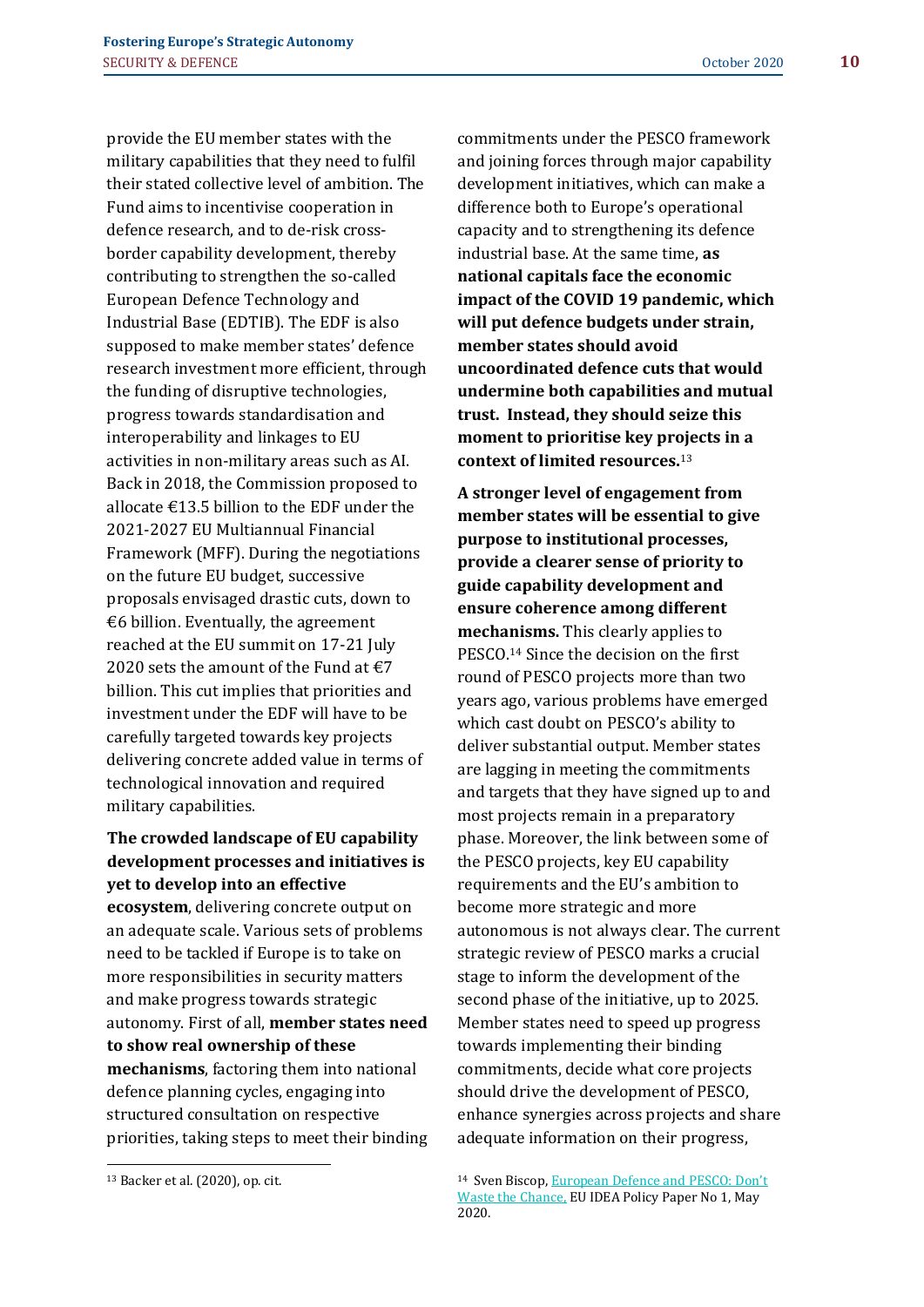provide the EU member states with the military capabilities that they need to fulfil their stated collective level of ambition. The Fund aims to incentivise cooperation in defence research, and to de-risk cross-border capability development, thereby contributing to strengthen the so-called European Defence Technology and Industrial Base (EDTIB). The EDF is also supposed to make member states' defence research investment more efficient, through the funding of disruptive technologies, progress towards standardisation and interoperability and linkages to EU activities in non-military areas such as AI. Back in 2018, the Commission proposed to allocate €13.5 billion to the EDF under the 2021-2027 EU Multiannual Financial Framework (MFF). During the negotiations on the future EU budget, successive proposals envisaged drastic cuts, down to €6 billion. Eventually, the agreement reached at the EU summit on 17-21 July 2020 sets the amount of the Fund at €7 billion. This cut implies that priorities and investment under the EDF will have to be carefully targeted towards key projects delivering concrete added value in terms of technological innovation and required military capabilities.

**The crowded landscape of EU capability development processes and initiatives is yet to develop into an effective ecosystem**, delivering concrete output on an adequate scale. Various sets of problems need to be tackled if Europe is to take on more responsibilities in security matters and make progress towards strategic autonomy. First of all, **member states need to show real ownership of these mechanisms**, factoring them into national defence planning cycles, engaging into structured consultation on respective priorities, taking steps to meet their binding commitments under the PESCO framework and joining forces through major capability development initiatives, which can make a difference both to Europe's operational capacity and to strengthening its defence industrial base. At the same time, **as national capitals face the economic impact of the COVID 19 pandemic, which will put defence budgets under strain, member states should avoid uncoordinated defence cuts that would undermine both capabilities and mutual trust. Instead, they should seize this moment to prioritise key projects in a context of limited resources.**[13]

**A stronger level of engagement from member states will be essential to give purpose to institutional processes, provide a clearer sense of priority to guide capability development and ensure coherence among different mechanisms.** This clearly applies to PESCO.[14] Since the decision on the first round of PESCO projects more than two years ago, various problems have emerged which cast doubt on PESCO's ability to deliver substantial output. Member states are lagging in meeting the commitments and targets that they have signed up to and most projects remain in a preparatory phase. Moreover, the link between some of the PESCO projects, key EU capability requirements and the EU's ambition to become more strategic and more autonomous is not always clear. The current strategic review of PESCO marks a crucial stage to inform the development of the second phase of the initiative, up to 2025. Member states need to speed up progress towards implementing their binding commitments, decide what core projects should drive the development of PESCO, enhance synergies across projects and share adequate information on their progress,

---

[13] Backer et al. (2020), op. cit.

[14] Sven Biscop, European Defence and PESCO: Don't Waste the Chance, EU IDEA Policy Paper No 1, May 2020.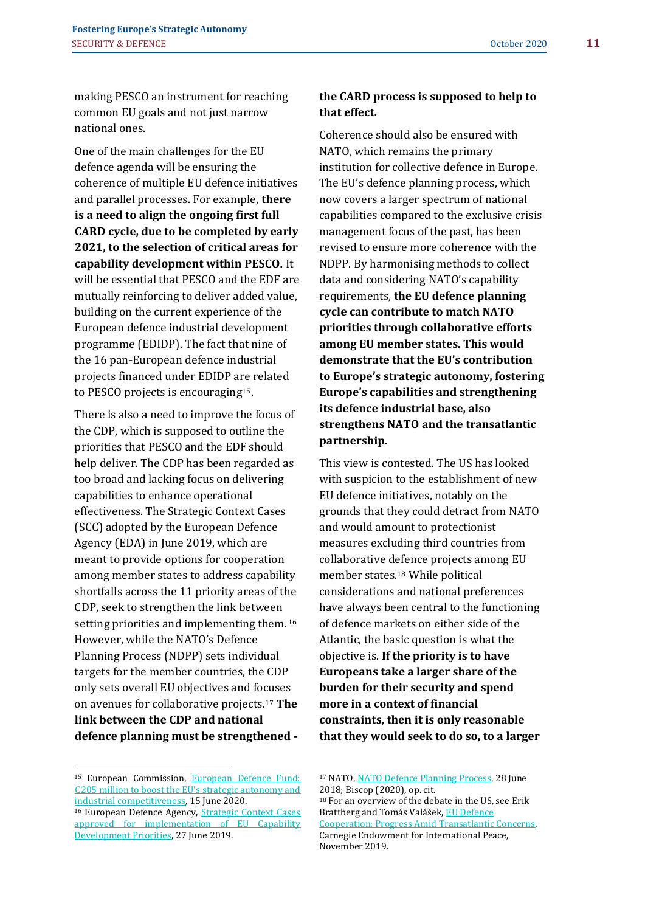making PESCO an instrument for reaching common EU goals and not just narrow national ones.

One of the main challenges for the EU defence agenda will be ensuring the coherence of multiple EU defence initiatives and parallel processes. For example, **there is a need to align the ongoing first full CARD cycle, due to be completed by early 2021, to the selection of critical areas for capability development within PESCO.** It will be essential that PESCO and the EDF are mutually reinforcing to deliver added value, building on the current experience of the European defence industrial development programme (EDIDP). The fact that nine of the 16 pan-European defence industrial projects financed under EDIDP are related to PESCO projects is encouraging[15].

There is also a need to improve the focus of the CDP, which is supposed to outline the priorities that PESCO and the EDF should help deliver. The CDP has been regarded as too broad and lacking focus on delivering capabilities to enhance operational effectiveness. The Strategic Context Cases (SCC) adopted by the European Defence Agency (EDA) in June 2019, which are meant to provide options for cooperation among member states to address capability shortfalls across the 11 priority areas of the CDP, seek to strengthen the link between setting priorities and implementing them.[16] However, while the NATO's Defence Planning Process (NDPP) sets individual targets for the member countries, the CDP only sets overall EU objectives and focuses on avenues for collaborative projects.[17] **The link between the CDP and national defence planning must be strengthened - the CARD process is supposed to help to that effect.**

Coherence should also be ensured with NATO, which remains the primary institution for collective defence in Europe. The EU's defence planning process, which now covers a larger spectrum of national capabilities compared to the exclusive crisis management focus of the past, has been revised to ensure more coherence with the NDPP. By harmonising methods to collect data and considering NATO's capability requirements, **the EU defence planning cycle can contribute to match NATO priorities through collaborative efforts among EU member states. This would demonstrate that the EU's contribution to Europe's strategic autonomy, fostering Europe's capabilities and strengthening its defence industrial base, also strengthens NATO and the transatlantic partnership.**

This view is contested. The US has looked with suspicion to the establishment of new EU defence initiatives, notably on the grounds that they could detract from NATO and would amount to protectionist measures excluding third countries from collaborative defence projects among EU member states.[18] While political considerations and national preferences have always been central to the functioning of defence markets on either side of the Atlantic, the basic question is what the objective is. **If the priority is to have Europeans take a larger share of the burden for their security and spend more in a context of financial constraints, then it is only reasonable that they would seek to do so, to a larger**

---

[15] European Commission, European Defence Fund: €205 million to boost the EU's strategic autonomy and industrial competitiveness, 15 June 2020.

[16] European Defence Agency, Strategic Context Cases approved for implementation of EU Capability Development Priorities, 27 June 2019.

[17] NATO, NATO Defence Planning Process, 28 June 2018; Biscop (2020), op. cit.

[18] For an overview of the debate in the US, see Erik Brattberg and Tomás Valášek, EU Defence Cooperation: Progress Amid Transatlantic Concerns, Carnegie Endowment for International Peace, November 2019.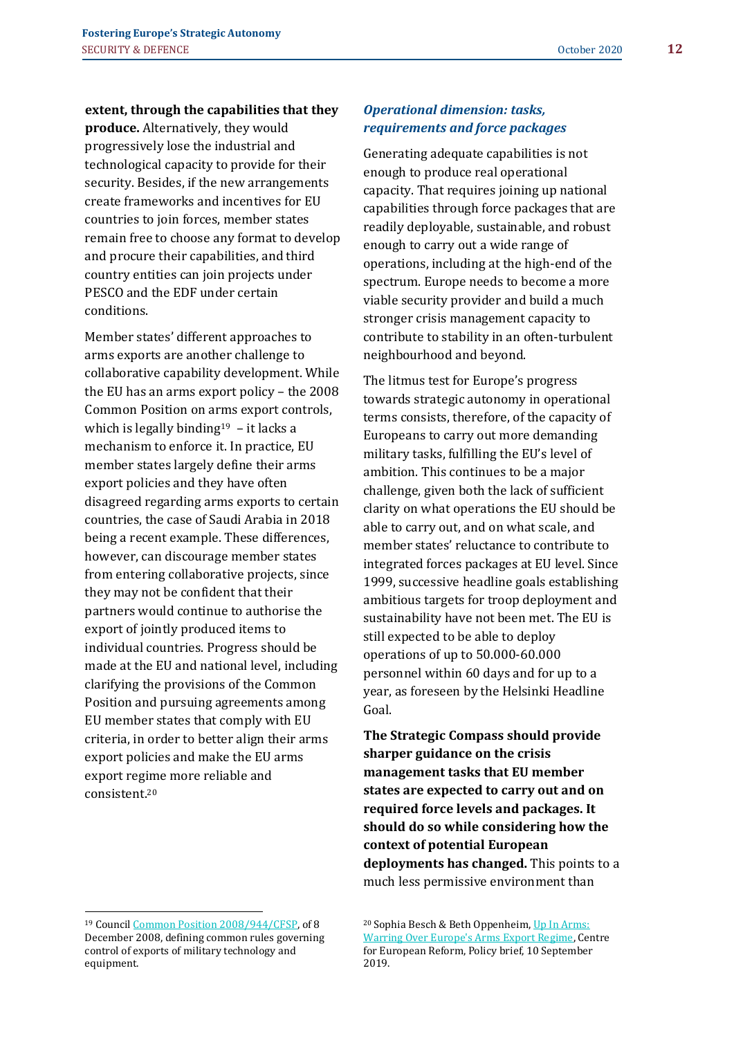**extent, through the capabilities that they produce.** Alternatively, they would progressively lose the industrial and technological capacity to provide for their security. Besides, if the new arrangements create frameworks and incentives for EU countries to join forces, member states remain free to choose any format to develop and procure their capabilities, and third country entities can join projects under PESCO and the EDF under certain conditions.

Member states' different approaches to arms exports are another challenge to collaborative capability development. While the EU has an arms export policy – the 2008 Common Position on arms export controls, which is legally binding[19] – it lacks a mechanism to enforce it. In practice, EU member states largely define their arms export policies and they have often disagreed regarding arms exports to certain countries, the case of Saudi Arabia in 2018 being a recent example. These differences, however, can discourage member states from entering collaborative projects, since they may not be confident that their partners would continue to authorise the export of jointly produced items to individual countries. Progress should be made at the EU and national level, including clarifying the provisions of the Common Position and pursuing agreements among EU member states that comply with EU criteria, in order to better align their arms export policies and make the EU arms export regime more reliable and consistent.[20]

### *Operational dimension: tasks, requirements and force packages*

Generating adequate capabilities is not enough to produce real operational capacity. That requires joining up national capabilities through force packages that are readily deployable, sustainable, and robust enough to carry out a wide range of operations, including at the high-end of the spectrum. Europe needs to become a more viable security provider and build a much stronger crisis management capacity to contribute to stability in an often-turbulent neighbourhood and beyond.

The litmus test for Europe's progress towards strategic autonomy in operational terms consists, therefore, of the capacity of Europeans to carry out more demanding military tasks, fulfilling the EU's level of ambition. This continues to be a major challenge, given both the lack of sufficient clarity on what operations the EU should be able to carry out, and on what scale, and member states' reluctance to contribute to integrated forces packages at EU level. Since 1999, successive headline goals establishing ambitious targets for troop deployment and sustainability have not been met. The EU is still expected to be able to deploy operations of up to 50.000-60.000 personnel within 60 days and for up to a year, as foreseen by the Helsinki Headline Goal.

**The Strategic Compass should provide sharper guidance on the crisis management tasks that EU member states are expected to carry out and on required force levels and packages. It should do so while considering how the context of potential European deployments has changed.** This points to a much less permissive environment than

---

[19] Council Common Position 2008/944/CFSP, of 8 December 2008, defining common rules governing control of exports of military technology and equipment.

[20] Sophia Besch & Beth Oppenheim, Up In Arms: Warring Over Europe's Arms Export Regime, Centre for European Reform, Policy brief, 10 September 2019.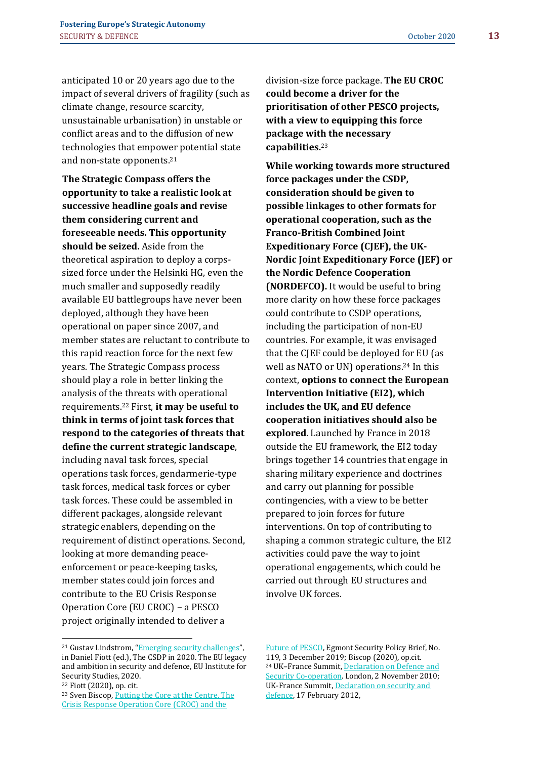anticipated 10 or 20 years ago due to the impact of several drivers of fragility (such as climate change, resource scarcity, unsustainable urbanisation) in unstable or conflict areas and to the diffusion of new technologies that empower potential state and non-state opponents.[21]

**The Strategic Compass offers the opportunity to take a realistic look at successive headline goals and revise them considering current and foreseeable needs. This opportunity should be seized.** Aside from the theoretical aspiration to deploy a corps-sized force under the Helsinki HG, even the much smaller and supposedly readily available EU battlegroups have never been deployed, although they have been operational on paper since 2007, and member states are reluctant to contribute to this rapid reaction force for the next few years. The Strategic Compass process should play a role in better linking the analysis of the threats with operational requirements.[22] First, **it may be useful to think in terms of joint task forces that respond to the categories of threats that define the current strategic landscape**, including naval task forces, special operations task forces, gendarmerie-type task forces, medical task forces or cyber task forces. These could be assembled in different packages, alongside relevant strategic enablers, depending on the requirement of distinct operations. Second, looking at more demanding peace-enforcement or peace-keeping tasks, member states could join forces and contribute to the EU Crisis Response Operation Core (EU CROC) – a PESCO project originally intended to deliver a division-size force package. **The EU CROC could become a driver for the prioritisation of other PESCO projects, with a view to equipping this force package with the necessary capabilities.**[23]

**While working towards more structured force packages under the CSDP, consideration should be given to possible linkages to other formats for operational cooperation, such as the Franco-British Combined Joint Expeditionary Force (CJEF), the UK-Nordic Joint Expeditionary Force (JEF) or the Nordic Defence Cooperation (NORDEFCO).** It would be useful to bring more clarity on how these force packages could contribute to CSDP operations, including the participation of non-EU countries. For example, it was envisaged that the CJEF could be deployed for EU (as well as NATO or UN) operations.[24] In this context, **options to connect the European Intervention Initiative (EI2), which includes the UK, and EU defence cooperation initiatives should also be explored**. Launched by France in 2018 outside the EU framework, the EI2 today brings together 14 countries that engage in sharing military experience and doctrines and carry out planning for possible contingencies, with a view to be better prepared to join forces for future interventions. On top of contributing to shaping a common strategic culture, the EI2 activities could pave the way to joint operational engagements, which could be carried out through EU structures and involve UK forces.

---

[21] Gustav Lindstrom, "Emerging security challenges", in Daniel Fiott (ed.), The CSDP in 2020. The EU legacy and ambition in security and defence, EU Institute for Security Studies, 2020.

[22] Fiott (2020), op. cit.

[23] Sven Biscop, Putting the Core at the Centre. The Crisis Response Operation Core (CROC) and the Future of PESCO, Egmont Security Policy Brief, No. 119, 3 December 2019; Biscop (2020), op.cit.

[24] UK–France Summit, Declaration on Defence and Security Co-operation. London, 2 November 2010; UK-France Summit, Declaration on security and defence, 17 February 2012,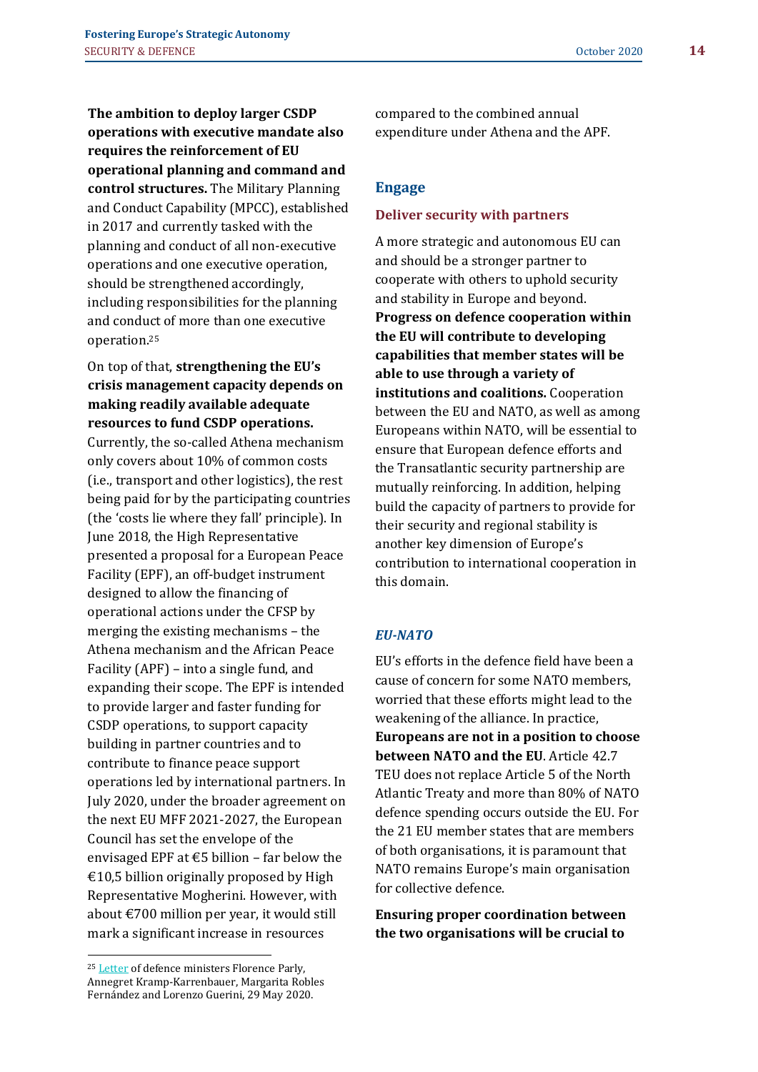**The ambition to deploy larger CSDP operations with executive mandate also requires the reinforcement of EU operational planning and command and control structures.** The Military Planning and Conduct Capability (MPCC), established in 2017 and currently tasked with the planning and conduct of all non-executive operations and one executive operation, should be strengthened accordingly, including responsibilities for the planning and conduct of more than one executive operation.[25]

On top of that, **strengthening the EU's crisis management capacity depends on making readily available adequate resources to fund CSDP operations.** Currently, the so-called Athena mechanism only covers about 10% of common costs (i.e., transport and other logistics), the rest being paid for by the participating countries (the 'costs lie where they fall' principle). In June 2018, the High Representative presented a proposal for a European Peace Facility (EPF), an off-budget instrument designed to allow the financing of operational actions under the CFSP by merging the existing mechanisms – the Athena mechanism and the African Peace Facility (APF) – into a single fund, and expanding their scope. The EPF is intended to provide larger and faster funding for CSDP operations, to support capacity building in partner countries and to contribute to finance peace support operations led by international partners. In July 2020, under the broader agreement on the next EU MFF 2021-2027, the European Council has set the envelope of the envisaged EPF at €5 billion – far below the €10,5 billion originally proposed by High Representative Mogherini. However, with about €700 million per year, it would still mark a significant increase in resources compared to the combined annual expenditure under Athena and the APF.

## Engage

### Deliver security with partners

A more strategic and autonomous EU can and should be a stronger partner to cooperate with others to uphold security and stability in Europe and beyond. **Progress on defence cooperation within the EU will contribute to developing capabilities that member states will be able to use through a variety of institutions and coalitions.** Cooperation between the EU and NATO, as well as among Europeans within NATO, will be essential to ensure that European defence efforts and the Transatlantic security partnership are mutually reinforcing. In addition, helping build the capacity of partners to provide for their security and regional stability is another key dimension of Europe's contribution to international cooperation in this domain.

#### *EU-NATO*

EU's efforts in the defence field have been a cause of concern for some NATO members, worried that these efforts might lead to the weakening of the alliance. In practice, **Europeans are not in a position to choose between NATO and the EU**. Article 42.7 TEU does not replace Article 5 of the North Atlantic Treaty and more than 80% of NATO defence spending occurs outside the EU. For the 21 EU member states that are members of both organisations, it is paramount that NATO remains Europe's main organisation for collective defence.

**Ensuring proper coordination between the two organisations will be crucial to**

---

[25] Letter of defence ministers Florence Parly, Annegret Kramp-Karrenbauer, Margarita Robles Fernández and Lorenzo Guerini, 29 May 2020.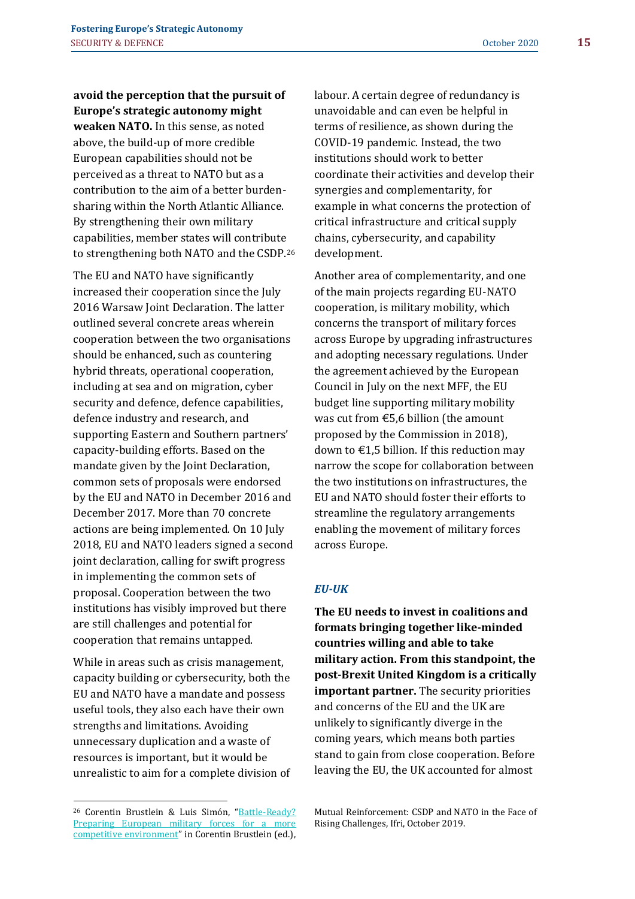**avoid the perception that the pursuit of Europe's strategic autonomy might weaken NATO.** In this sense, as noted above, the build-up of more credible European capabilities should not be perceived as a threat to NATO but as a contribution to the aim of a better burden-sharing within the North Atlantic Alliance. By strengthening their own military capabilities, member states will contribute to strengthening both NATO and the CSDP.[26]

The EU and NATO have significantly increased their cooperation since the July 2016 Warsaw Joint Declaration. The latter outlined several concrete areas wherein cooperation between the two organisations should be enhanced, such as countering hybrid threats, operational cooperation, including at sea and on migration, cyber security and defence, defence capabilities, defence industry and research, and supporting Eastern and Southern partners' capacity-building efforts. Based on the mandate given by the Joint Declaration, common sets of proposals were endorsed by the EU and NATO in December 2016 and December 2017. More than 70 concrete actions are being implemented. On 10 July 2018, EU and NATO leaders signed a second joint declaration, calling for swift progress in implementing the common sets of proposal. Cooperation between the two institutions has visibly improved but there are still challenges and potential for cooperation that remains untapped.

While in areas such as crisis management, capacity building or cybersecurity, both the EU and NATO have a mandate and possess useful tools, they also each have their own strengths and limitations. Avoiding unnecessary duplication and a waste of resources is important, but it would be unrealistic to aim for a complete division of labour. A certain degree of redundancy is unavoidable and can even be helpful in terms of resilience, as shown during the COVID-19 pandemic. Instead, the two institutions should work to better coordinate their activities and develop their synergies and complementarity, for example in what concerns the protection of critical infrastructure and critical supply chains, cybersecurity, and capability development.

Another area of complementarity, and one of the main projects regarding EU-NATO cooperation, is military mobility, which concerns the transport of military forces across Europe by upgrading infrastructures and adopting necessary regulations. Under the agreement achieved by the European Council in July on the next MFF, the EU budget line supporting military mobility was cut from €5,6 billion (the amount proposed by the Commission in 2018), down to €1,5 billion. If this reduction may narrow the scope for collaboration between the two institutions on infrastructures, the EU and NATO should foster their efforts to streamline the regulatory arrangements enabling the movement of military forces across Europe.

### *EU-UK*

**The EU needs to invest in coalitions and formats bringing together like-minded countries willing and able to take military action. From this standpoint, the post-Brexit United Kingdom is a critically important partner.** The security priorities and concerns of the EU and the UK are unlikely to significantly diverge in the coming years, which means both parties stand to gain from close cooperation. Before leaving the EU, the UK accounted for almost

---

[26] Corentin Brustlein & Luis Simón, "Battle-Ready? Preparing European military forces for a more competitive environment" in Corentin Brustlein (ed.), Mutual Reinforcement: CSDP and NATO in the Face of Rising Challenges, Ifri, October 2019.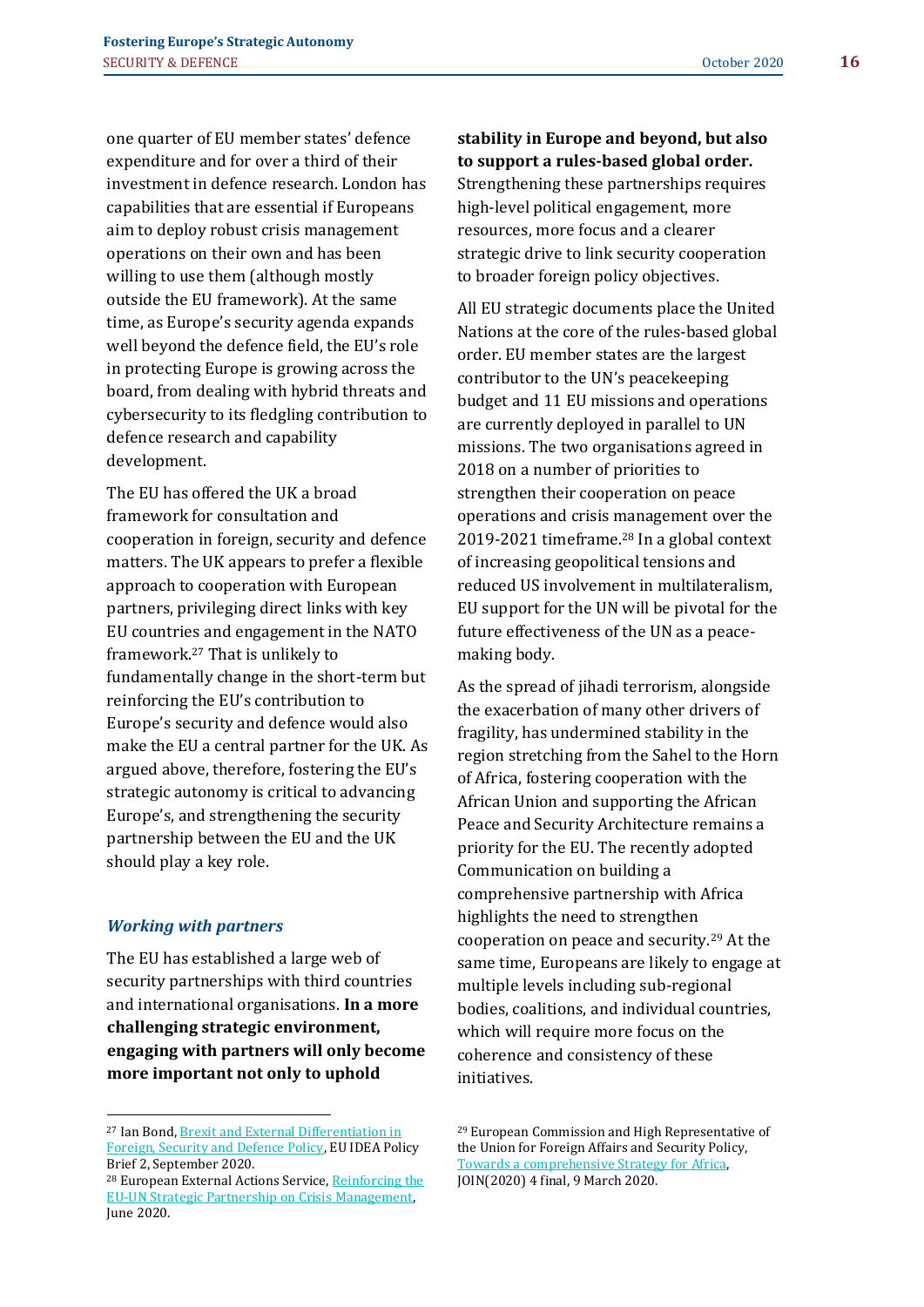one quarter of EU member states' defence expenditure and for over a third of their investment in defence research. London has capabilities that are essential if Europeans aim to deploy robust crisis management operations on their own and has been willing to use them (although mostly outside the EU framework). At the same time, as Europe's security agenda expands well beyond the defence field, the EU's role in protecting Europe is growing across the board, from dealing with hybrid threats and cybersecurity to its fledgling contribution to defence research and capability development.

The EU has offered the UK a broad framework for consultation and cooperation in foreign, security and defence matters. The UK appears to prefer a flexible approach to cooperation with European partners, privileging direct links with key EU countries and engagement in the NATO framework.[27] That is unlikely to fundamentally change in the short-term but reinforcing the EU's contribution to Europe's security and defence would also make the EU a central partner for the UK. As argued above, therefore, fostering the EU's strategic autonomy is critical to advancing Europe's, and strengthening the security partnership between the EU and the UK should play a key role.

### *Working with partners*

The EU has established a large web of security partnerships with third countries and international organisations. **In a more challenging strategic environment, engaging with partners will only become more important not only to uphold stability in Europe and beyond, but also to support a rules-based global order.** Strengthening these partnerships requires high-level political engagement, more resources, more focus and a clearer strategic drive to link security cooperation to broader foreign policy objectives.

All EU strategic documents place the United Nations at the core of the rules-based global order. EU member states are the largest contributor to the UN's peacekeeping budget and 11 EU missions and operations are currently deployed in parallel to UN missions. The two organisations agreed in 2018 on a number of priorities to strengthen their cooperation on peace operations and crisis management over the 2019-2021 timeframe.[28] In a global context of increasing geopolitical tensions and reduced US involvement in multilateralism, EU support for the UN will be pivotal for the future effectiveness of the UN as a peace-making body.

As the spread of jihadi terrorism, alongside the exacerbation of many other drivers of fragility, has undermined stability in the region stretching from the Sahel to the Horn of Africa, fostering cooperation with the African Union and supporting the African Peace and Security Architecture remains a priority for the EU. The recently adopted Communication on building a comprehensive partnership with Africa highlights the need to strengthen cooperation on peace and security.[29] At the same time, Europeans are likely to engage at multiple levels including sub-regional bodies, coalitions, and individual countries, which will require more focus on the coherence and consistency of these initiatives.

---

[27] Ian Bond, Brexit and External Differentiation in Foreign, Security and Defence Policy, EU IDEA Policy Brief 2, September 2020.

[28] European External Actions Service, Reinforcing the EU-UN Strategic Partnership on Crisis Management, June 2020.

[29] European Commission and High Representative of the Union for Foreign Affairs and Security Policy, Towards a comprehensive Strategy for Africa, JOIN(2020) 4 final, 9 March 2020.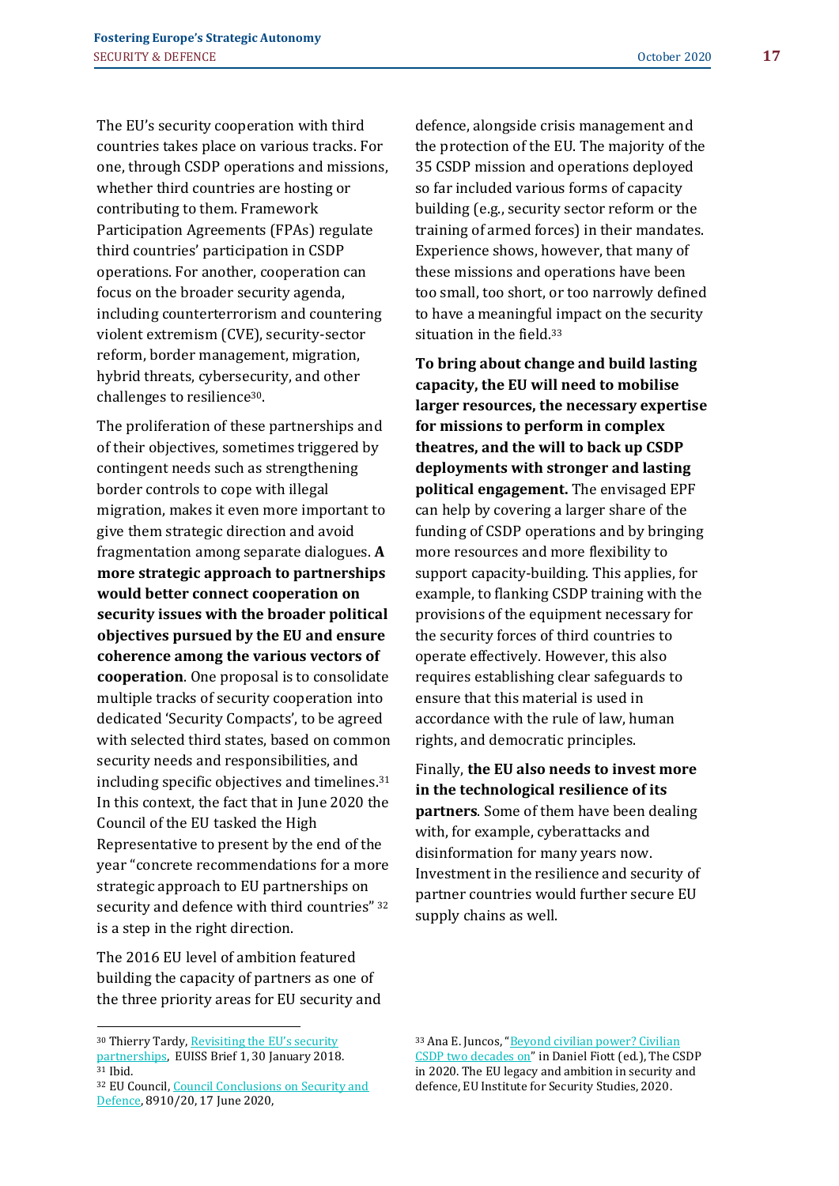The EU's security cooperation with third countries takes place on various tracks. For one, through CSDP operations and missions, whether third countries are hosting or contributing to them. Framework Participation Agreements (FPAs) regulate third countries' participation in CSDP operations. For another, cooperation can focus on the broader security agenda, including counterterrorism and countering violent extremism (CVE), security-sector reform, border management, migration, hybrid threats, cybersecurity, and other challenges to resilience[30].

The proliferation of these partnerships and of their objectives, sometimes triggered by contingent needs such as strengthening border controls to cope with illegal migration, makes it even more important to give them strategic direction and avoid fragmentation among separate dialogues. **A more strategic approach to partnerships would better connect cooperation on security issues with the broader political objectives pursued by the EU and ensure coherence among the various vectors of cooperation**. One proposal is to consolidate multiple tracks of security cooperation into dedicated 'Security Compacts', to be agreed with selected third states, based on common security needs and responsibilities, and including specific objectives and timelines.[31] In this context, the fact that in June 2020 the Council of the EU tasked the High Representative to present by the end of the year "concrete recommendations for a more strategic approach to EU partnerships on security and defence with third countries" [32] is a step in the right direction.

The 2016 EU level of ambition featured building the capacity of partners as one of the three priority areas for EU security and defence, alongside crisis management and the protection of the EU. The majority of the 35 CSDP mission and operations deployed so far included various forms of capacity building (e.g., security sector reform or the training of armed forces) in their mandates. Experience shows, however, that many of these missions and operations have been too small, too short, or too narrowly defined to have a meaningful impact on the security situation in the field.[33]

**To bring about change and build lasting capacity, the EU will need to mobilise larger resources, the necessary expertise for missions to perform in complex theatres, and the will to back up CSDP deployments with stronger and lasting political engagement.** The envisaged EPF can help by covering a larger share of the funding of CSDP operations and by bringing more resources and more flexibility to support capacity-building. This applies, for example, to flanking CSDP training with the provisions of the equipment necessary for the security forces of third countries to operate effectively. However, this also requires establishing clear safeguards to ensure that this material is used in accordance with the rule of law, human rights, and democratic principles.

Finally, **the EU also needs to invest more in the technological resilience of its partners**. Some of them have been dealing with, for example, cyberattacks and disinformation for many years now. Investment in the resilience and security of partner countries would further secure EU supply chains as well.

---

[30] Thierry Tardy, Revisiting the EU's security partnerships, EUISS Brief 1, 30 January 2018.

[31] Ibid.

[32] EU Council, Council Conclusions on Security and Defence, 8910/20, 17 June 2020,

[33] Ana E. Juncos, "Beyond civilian power? Civilian CSDP two decades on" in Daniel Fiott (ed.), The CSDP in 2020. The EU legacy and ambition in security and defence, EU Institute for Security Studies, 2020.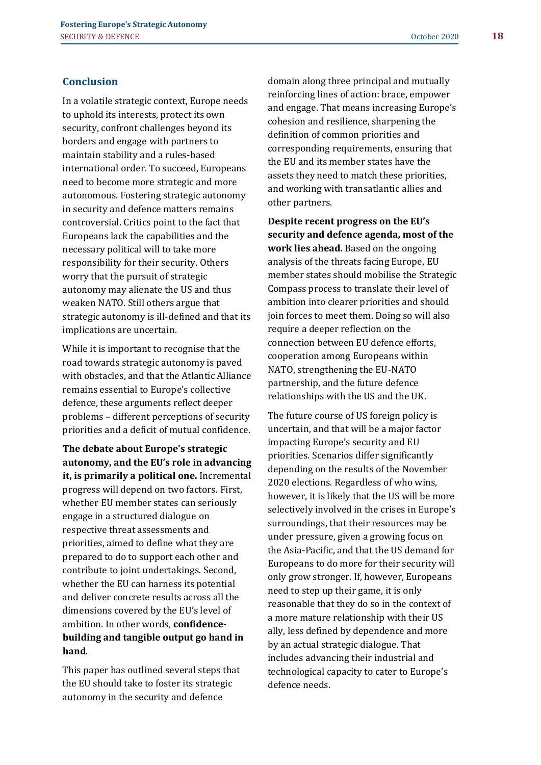## Conclusion

In a volatile strategic context, Europe needs to uphold its interests, protect its own security, confront challenges beyond its borders and engage with partners to maintain stability and a rules-based international order. To succeed, Europeans need to become more strategic and more autonomous. Fostering strategic autonomy in security and defence matters remains controversial. Critics point to the fact that Europeans lack the capabilities and the necessary political will to take more responsibility for their security. Others worry that the pursuit of strategic autonomy may alienate the US and thus weaken NATO. Still others argue that strategic autonomy is ill-defined and that its implications are uncertain.

While it is important to recognise that the road towards strategic autonomy is paved with obstacles, and that the Atlantic Alliance remains essential to Europe's collective defence, these arguments reflect deeper problems – different perceptions of security priorities and a deficit of mutual confidence.

**The debate about Europe's strategic autonomy, and the EU's role in advancing it, is primarily a political one.** Incremental progress will depend on two factors. First, whether EU member states can seriously engage in a structured dialogue on respective threat assessments and priorities, aimed to define what they are prepared to do to support each other and contribute to joint undertakings. Second, whether the EU can harness its potential and deliver concrete results across all the dimensions covered by the EU's level of ambition. In other words, **confidence-building and tangible output go hand in hand**.

This paper has outlined several steps that the EU should take to foster its strategic autonomy in the security and defence domain along three principal and mutually reinforcing lines of action: brace, empower and engage. That means increasing Europe's cohesion and resilience, sharpening the definition of common priorities and corresponding requirements, ensuring that the EU and its member states have the assets they need to match these priorities, and working with transatlantic allies and other partners.

**Despite recent progress on the EU's security and defence agenda, most of the work lies ahead.** Based on the ongoing analysis of the threats facing Europe, EU member states should mobilise the Strategic Compass process to translate their level of ambition into clearer priorities and should join forces to meet them. Doing so will also require a deeper reflection on the connection between EU defence efforts, cooperation among Europeans within NATO, strengthening the EU-NATO partnership, and the future defence relationships with the US and the UK.

The future course of US foreign policy is uncertain, and that will be a major factor impacting Europe's security and EU priorities. Scenarios differ significantly depending on the results of the November 2020 elections. Regardless of who wins, however, it is likely that the US will be more selectively involved in the crises in Europe's surroundings, that their resources may be under pressure, given a growing focus on the Asia-Pacific, and that the US demand for Europeans to do more for their security will only grow stronger. If, however, Europeans need to step up their game, it is only reasonable that they do so in the context of a more mature relationship with their US ally, less defined by dependence and more by an actual strategic dialogue. That includes advancing their industrial and technological capacity to cater to Europe's defence needs.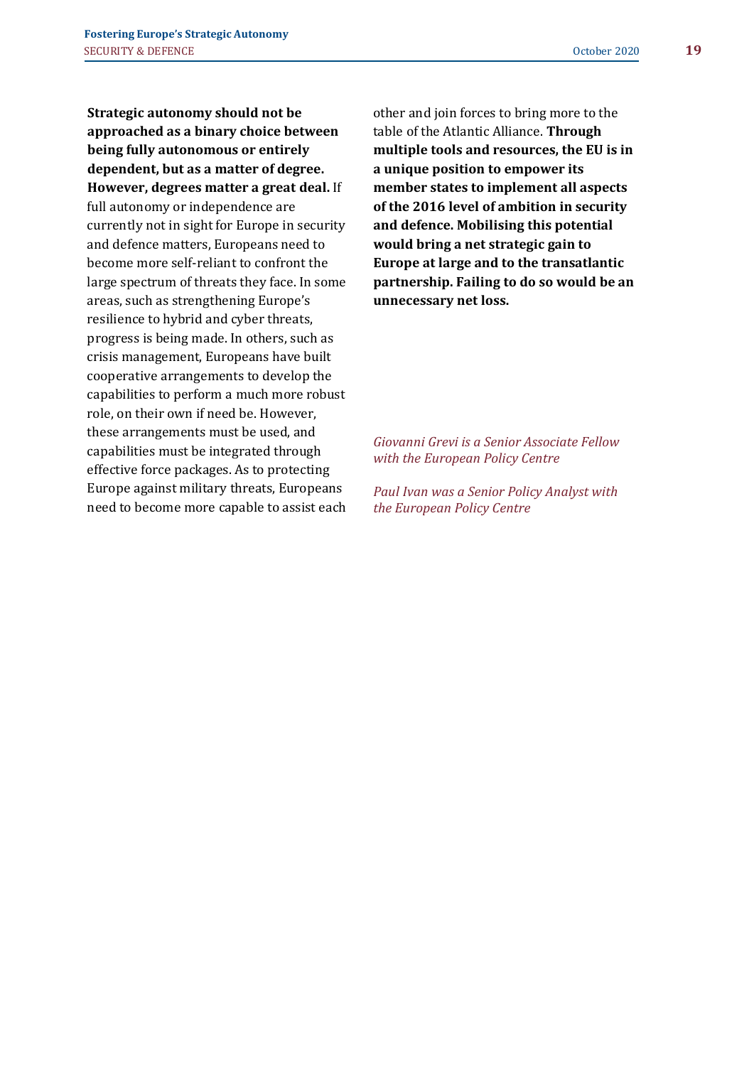**Strategic autonomy should not be approached as a binary choice between being fully autonomous or entirely dependent, but as a matter of degree. However, degrees matter a great deal.** If full autonomy or independence are currently not in sight for Europe in security and defence matters, Europeans need to become more self-reliant to confront the large spectrum of threats they face. In some areas, such as strengthening Europe's resilience to hybrid and cyber threats, progress is being made. In others, such as crisis management, Europeans have built cooperative arrangements to develop the capabilities to perform a much more robust role, on their own if need be. However, these arrangements must be used, and capabilities must be integrated through effective force packages. As to protecting Europe against military threats, Europeans need to become more capable to assist each other and join forces to bring more to the table of the Atlantic Alliance. **Through multiple tools and resources, the EU is in a unique position to empower its member states to implement all aspects of the 2016 level of ambition in security and defence. Mobilising this potential would bring a net strategic gain to Europe at large and to the transatlantic partnership. Failing to do so would be an unnecessary net loss.**

*Giovanni Grevi is a Senior Associate Fellow with the European Policy Centre*

*Paul Ivan was a Senior Policy Analyst with the European Policy Centre*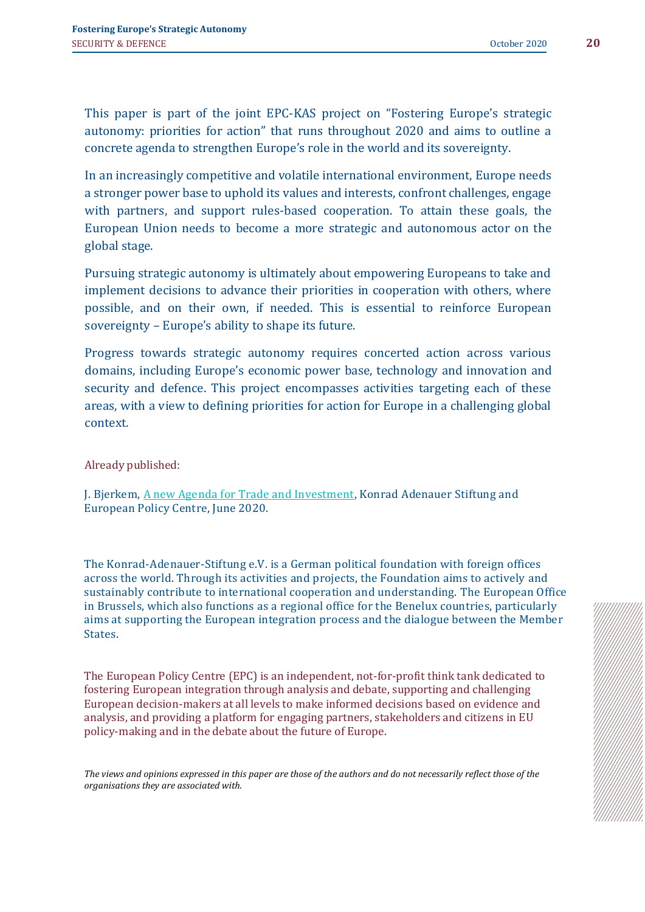This paper is part of the joint EPC-KAS project on "Fostering Europe's strategic autonomy: priorities for action" that runs throughout 2020 and aims to outline a concrete agenda to strengthen Europe's role in the world and its sovereignty.

In an increasingly competitive and volatile international environment, Europe needs a stronger power base to uphold its values and interests, confront challenges, engage with partners, and support rules-based cooperation. To attain these goals, the European Union needs to become a more strategic and autonomous actor on the global stage.

Pursuing strategic autonomy is ultimately about empowering Europeans to take and implement decisions to advance their priorities in cooperation with others, where possible, and on their own, if needed. This is essential to reinforce European sovereignty – Europe's ability to shape its future.

Progress towards strategic autonomy requires concerted action across various domains, including Europe's economic power base, technology and innovation and security and defence. This project encompasses activities targeting each of these areas, with a view to defining priorities for action for Europe in a challenging global context.

Already published:

J. Bjerkem, A new Agenda for Trade and Investment, Konrad Adenauer Stiftung and European Policy Centre, June 2020.

The Konrad-Adenauer-Stiftung e.V. is a German political foundation with foreign offices across the world. Through its activities and projects, the Foundation aims to actively and sustainably contribute to international cooperation and understanding. The European Office in Brussels, which also functions as a regional office for the Benelux countries, particularly aims at supporting the European integration process and the dialogue between the Member States.

The European Policy Centre (EPC) is an independent, not-for-profit think tank dedicated to fostering European integration through analysis and debate, supporting and challenging European decision-makers at all levels to make informed decisions based on evidence and analysis, and providing a platform for engaging partners, stakeholders and citizens in EU policy-making and in the debate about the future of Europe.

*The views and opinions expressed in this paper are those of the authors and do not necessarily reflect those of the organisations they are associated with.*